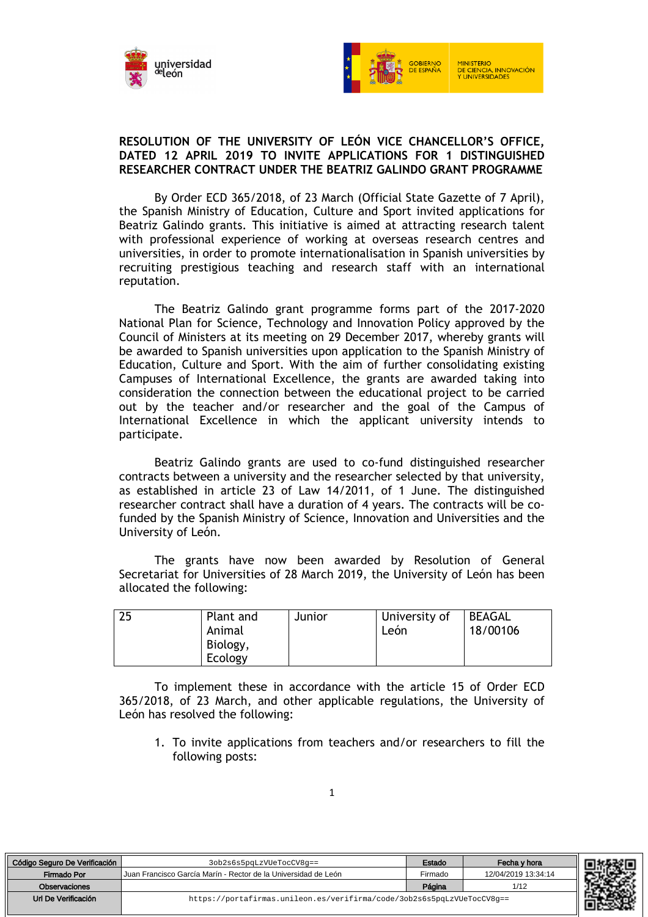**RESOLUTION OF THE UNIVERSITY OF LEÓN VICE CHANCELLOR'S OFFICE, DATED 12 APRIL 2019 TO INVITE APPLICATIONS FOR 1 DISTINGUISHED RESEARCHER CONTRACT UNDER THE BEATRIZ GALINDO GRANT PROGRAMME**

By Order ECD 365/2018, of 23 March (Official State Gazette of 7 April), the Spanish Ministry of Education, Culture and Sport invited applications for Beatriz Galindo grants. This initiative is aimed at attracting research talent with professional experience of working at overseas research centres and universities, in order to promote internationalisation in Spanish universities by recruiting prestigious teaching and research staff with an international reputation.

The Beatriz Galindo grant programme forms part of the 2017-2020 National Plan for Science, Technology and Innovation Policy approved by the Council of Ministers at its meeting on 29 December 2017, whereby grants will be awarded to Spanish universities upon application to the Spanish Ministry of Education, Culture and Sport. With the aim of further consolidating existing Campuses of International Excellence, the grants are awarded taking into consideration the connection between the educational project to be carried out by the teacher and/or researcher and the goal of the Campus of International Excellence in which the applicant university intends to participate.

Beatriz Galindo grants are used to co-fund distinguished researcher contracts between a university and the researcher selected by that university, as established in article 23 of Law 14/2011, of 1 June. The distinguished researcher contract shall have a duration of 4 years. The contracts will be co-funded by the Spanish Ministry of Science, Innovation and Universities and the University of León.

The grants have now been awarded by Resolution of General Secretariat for Universities of 28 March 2019, the University of León has been allocated the following:

| 25 | Plant and Animal Biology, Ecology | Junior | University of León | BEAGAL 18/00106 |
|---|---|---|---|---|

To implement these in accordance with the article 15 of Order ECD 365/2018, of 23 March, and other applicable regulations, the University of León has resolved the following:

1. To invite applications from teachers and/or researchers to fill the following posts:

| Código Seguro De Verificación | 3ob2s6s5pqLzVUeTocCV8g== | Estado | Fecha y hora |
|---|---|---|---|
| Firmado Por | Juan Francisco García Marín - Rector de la Universidad de León | Firmado | 12/04/2019 13:34:14 |
| Observaciones | | Página | 1/12 |
| Url De Verificación | https://portafirmas.unileon.es/verifirma/code/3ob2s6s5pqLzVUeTocCV8g== | | |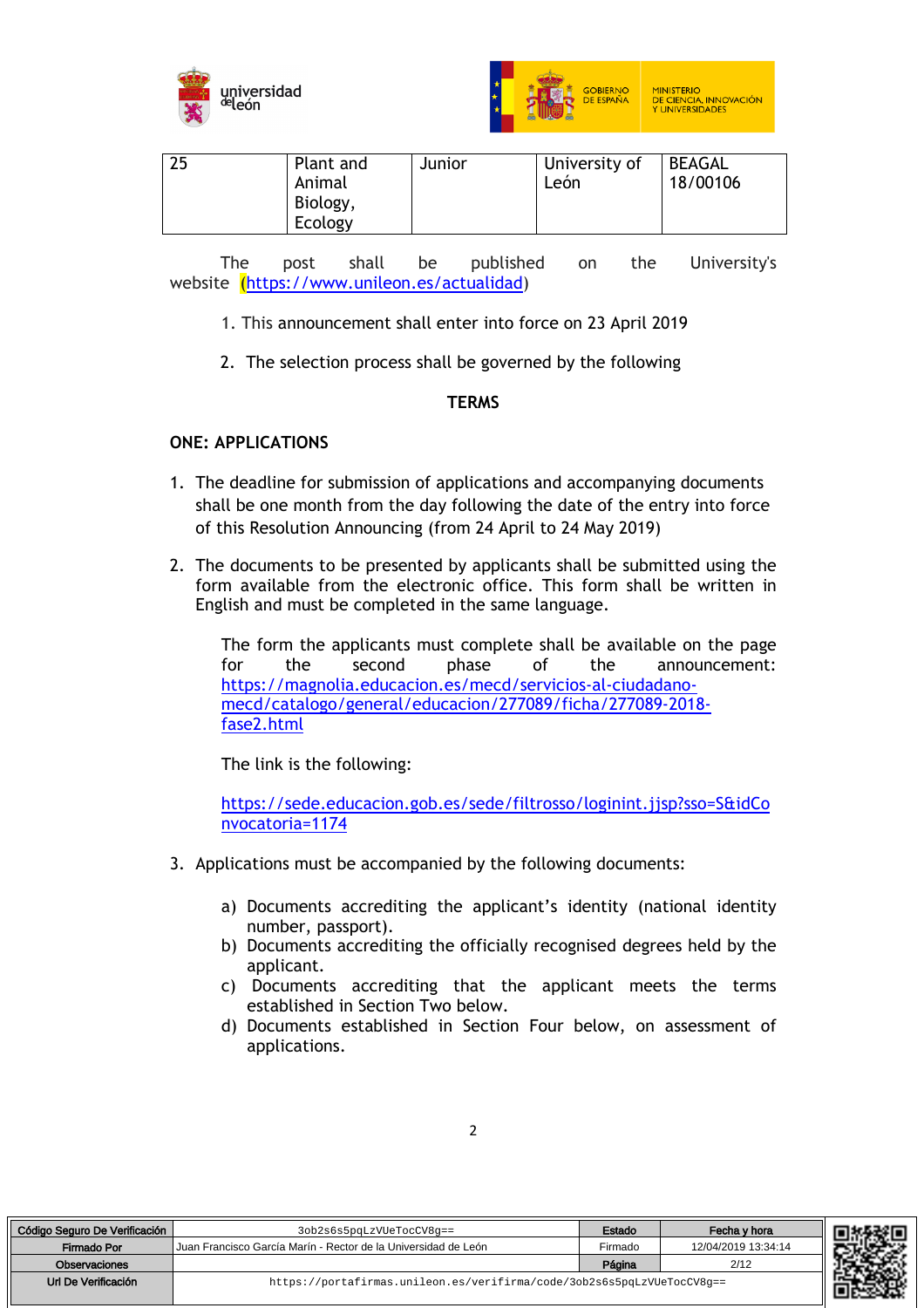| 25 | Plant and Animal Biology, Ecology | Junior | University of León | BEAGAL 18/00106 |
|---|---|---|---|---|

The post shall be published on the University's website (https://www.unileon.es/actualidad)

1. This announcement shall enter into force on 23 April 2019
2. The selection process shall be governed by the following

**TERMS**

**ONE: APPLICATIONS**

1. The deadline for submission of applications and accompanying documents shall be one month from the day following the date of the entry into force of this Resolution Announcing (from 24 April to 24 May 2019)
2. The documents to be presented by applicants shall be submitted using the form available from the electronic office. This form shall be written in English and must be completed in the same language.

   The form the applicants must complete shall be available on the page for the second phase of the announcement: https://magnolia.educacion.es/mecd/servicios-al-ciudadano-mecd/catalogo/general/educacion/277089/ficha/277089-2018-fase2.html

   The link is the following:

   https://sede.educacion.gob.es/sede/filtrosso/loginint.jjsp?sso=S&idConvocatoria=1174

3. Applications must be accompanied by the following documents:

   a) Documents accrediting the applicant's identity (national identity number, passport).
   b) Documents accrediting the officially recognised degrees held by the applicant.
   c) Documents accrediting that the applicant meets the terms established in Section Two below.
   d) Documents established in Section Four below, on assessment of applications.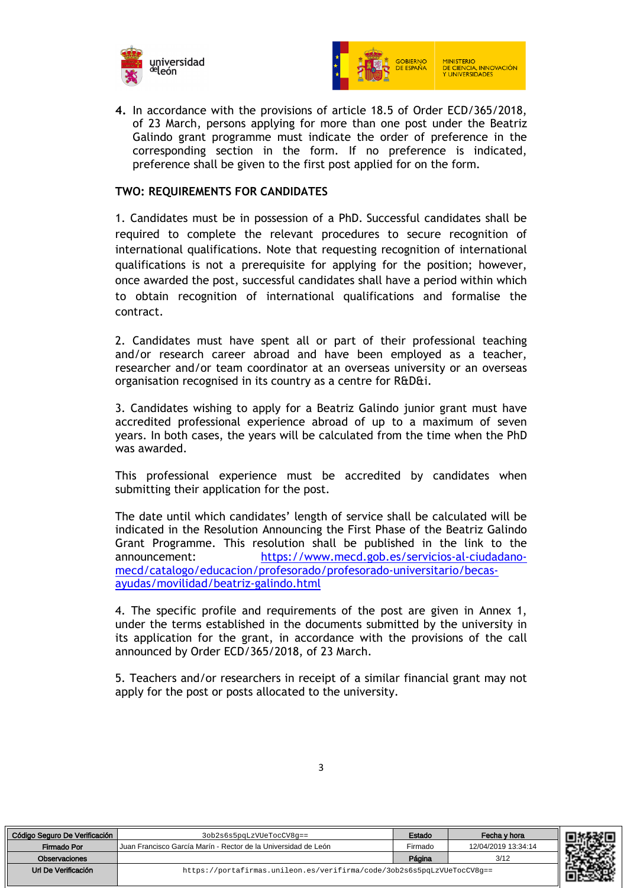4. In accordance with the provisions of article 18.5 of Order ECD/365/2018, of 23 March, persons applying for more than one post under the Beatriz Galindo grant programme must indicate the order of preference in the corresponding section in the form. If no preference is indicated, preference shall be given to the first post applied for on the form.

## TWO: REQUIREMENTS FOR CANDIDATES

1. Candidates must be in possession of a PhD. Successful candidates shall be required to complete the relevant procedures to secure recognition of international qualifications. Note that requesting recognition of international qualifications is not a prerequisite for applying for the position; however, once awarded the post, successful candidates shall have a period within which to obtain recognition of international qualifications and formalise the contract.

2. Candidates must have spent all or part of their professional teaching and/or research career abroad and have been employed as a teacher, researcher and/or team coordinator at an overseas university or an overseas organisation recognised in its country as a centre for R&D&i.

3. Candidates wishing to apply for a Beatriz Galindo junior grant must have accredited professional experience abroad of up to a maximum of seven years. In both cases, the years will be calculated from the time when the PhD was awarded.

This professional experience must be accredited by candidates when submitting their application for the post.

The date until which candidates' length of service shall be calculated will be indicated in the Resolution Announcing the First Phase of the Beatriz Galindo Grant Programme. This resolution shall be published in the link to the announcement: https://www.mecd.gob.es/servicios-al-ciudadano-mecd/catalogo/educacion/profesorado/profesorado-universitario/becas-ayudas/movilidad/beatriz-galindo.html

4. The specific profile and requirements of the post are given in Annex 1, under the terms established in the documents submitted by the university in its application for the grant, in accordance with the provisions of the call announced by Order ECD/365/2018, of 23 March.

5. Teachers and/or researchers in receipt of a similar financial grant may not apply for the post or posts allocated to the university.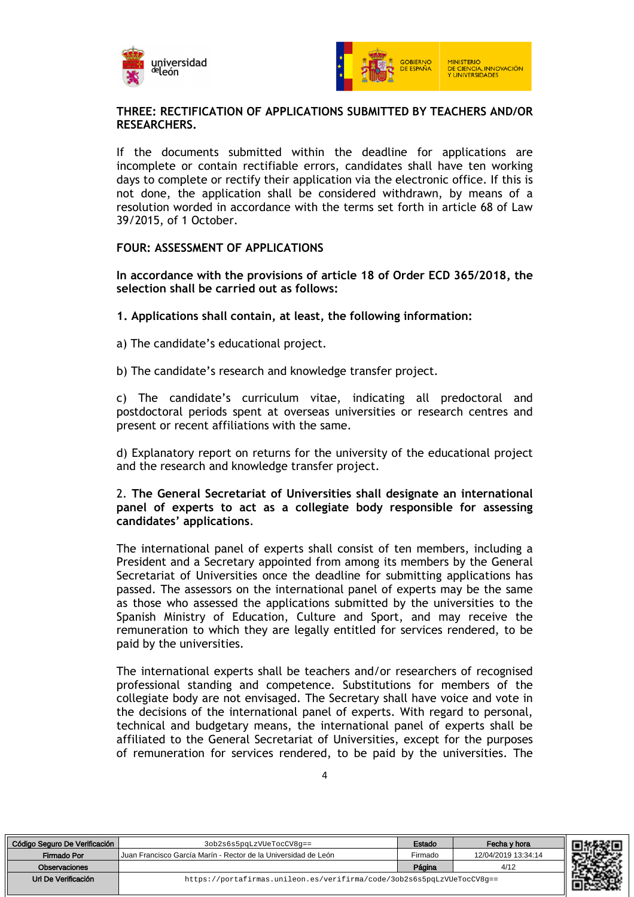**THREE: RECTIFICATION OF APPLICATIONS SUBMITTED BY TEACHERS AND/OR RESEARCHERS.**

If the documents submitted within the deadline for applications are incomplete or contain rectifiable errors, candidates shall have ten working days to complete or rectify their application via the electronic office. If this is not done, the application shall be considered withdrawn, by means of a resolution worded in accordance with the terms set forth in article 68 of Law 39/2015, of 1 October.

**FOUR: ASSESSMENT OF APPLICATIONS**

**In accordance with the provisions of article 18 of Order ECD 365/2018, the selection shall be carried out as follows:**

**1. Applications shall contain, at least, the following information:**

a) The candidate's educational project.

b) The candidate's research and knowledge transfer project.

c) The candidate's curriculum vitae, indicating all predoctoral and postdoctoral periods spent at overseas universities or research centres and present or recent affiliations with the same.

d) Explanatory report on returns for the university of the educational project and the research and knowledge transfer project.

2. **The General Secretariat of Universities shall designate an international panel of experts to act as a collegiate body responsible for assessing candidates' applications**.

The international panel of experts shall consist of ten members, including a President and a Secretary appointed from among its members by the General Secretariat of Universities once the deadline for submitting applications has passed. The assessors on the international panel of experts may be the same as those who assessed the applications submitted by the universities to the Spanish Ministry of Education, Culture and Sport, and may receive the remuneration to which they are legally entitled for services rendered, to be paid by the universities.

The international experts shall be teachers and/or researchers of recognised professional standing and competence. Substitutions for members of the collegiate body are not envisaged. The Secretary shall have voice and vote in the decisions of the international panel of experts. With regard to personal, technical and budgetary means, the international panel of experts shall be affiliated to the General Secretariat of Universities, except for the purposes of remuneration for services rendered, to be paid by the universities. The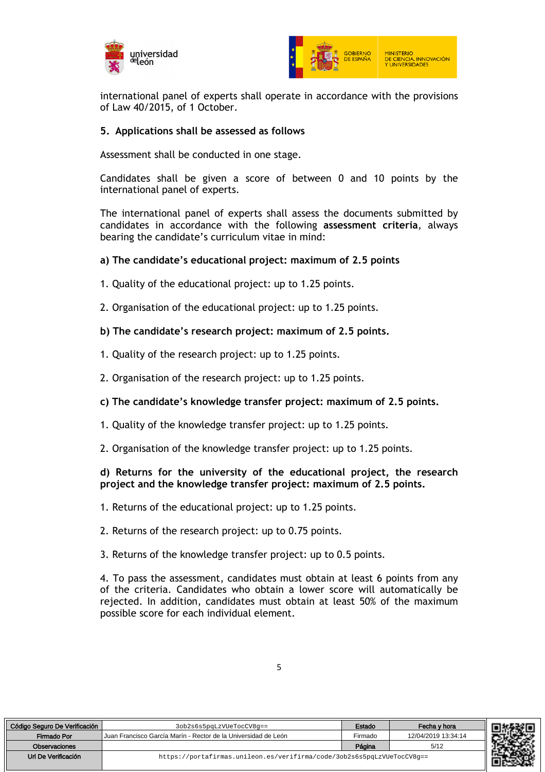international panel of experts shall operate in accordance with the provisions of Law 40/2015, of 1 October.

**5. Applications shall be assessed as follows**

Assessment shall be conducted in one stage.

Candidates shall be given a score of between 0 and 10 points by the international panel of experts.

The international panel of experts shall assess the documents submitted by candidates in accordance with the following **assessment criteria**, always bearing the candidate's curriculum vitae in mind:

**a) The candidate's educational project: maximum of 2.5 points**

1. Quality of the educational project: up to 1.25 points.

2. Organisation of the educational project: up to 1.25 points.

**b) The candidate's research project: maximum of 2.5 points.**

1. Quality of the research project: up to 1.25 points.

2. Organisation of the research project: up to 1.25 points.

**c) The candidate's knowledge transfer project: maximum of 2.5 points.**

1. Quality of the knowledge transfer project: up to 1.25 points.

2. Organisation of the knowledge transfer project: up to 1.25 points.

**d) Returns for the university of the educational project, the research project and the knowledge transfer project: maximum of 2.5 points.**

1. Returns of the educational project: up to 1.25 points.

2. Returns of the research project: up to 0.75 points.

3. Returns of the knowledge transfer project: up to 0.5 points.

4. To pass the assessment, candidates must obtain at least 6 points from any of the criteria. Candidates who obtain a lower score will automatically be rejected. In addition, candidates must obtain at least 50% of the maximum possible score for each individual element.

| Código Seguro De Verificación | 3ob2s6s5pqLzVUeTocCV8g== | Estado | Fecha y hora |
|---|---|---|---|
| Firmado Por | Juan Francisco García Marín - Rector de la Universidad de León | Firmado | 12/04/2019 13:34:14 |
| Observaciones | | Página | 5/12 |
| Url De Verificación | https://portafirmas.unileon.es/verifirma/code/3ob2s6s5pqLzVUeTocCV8g== | | |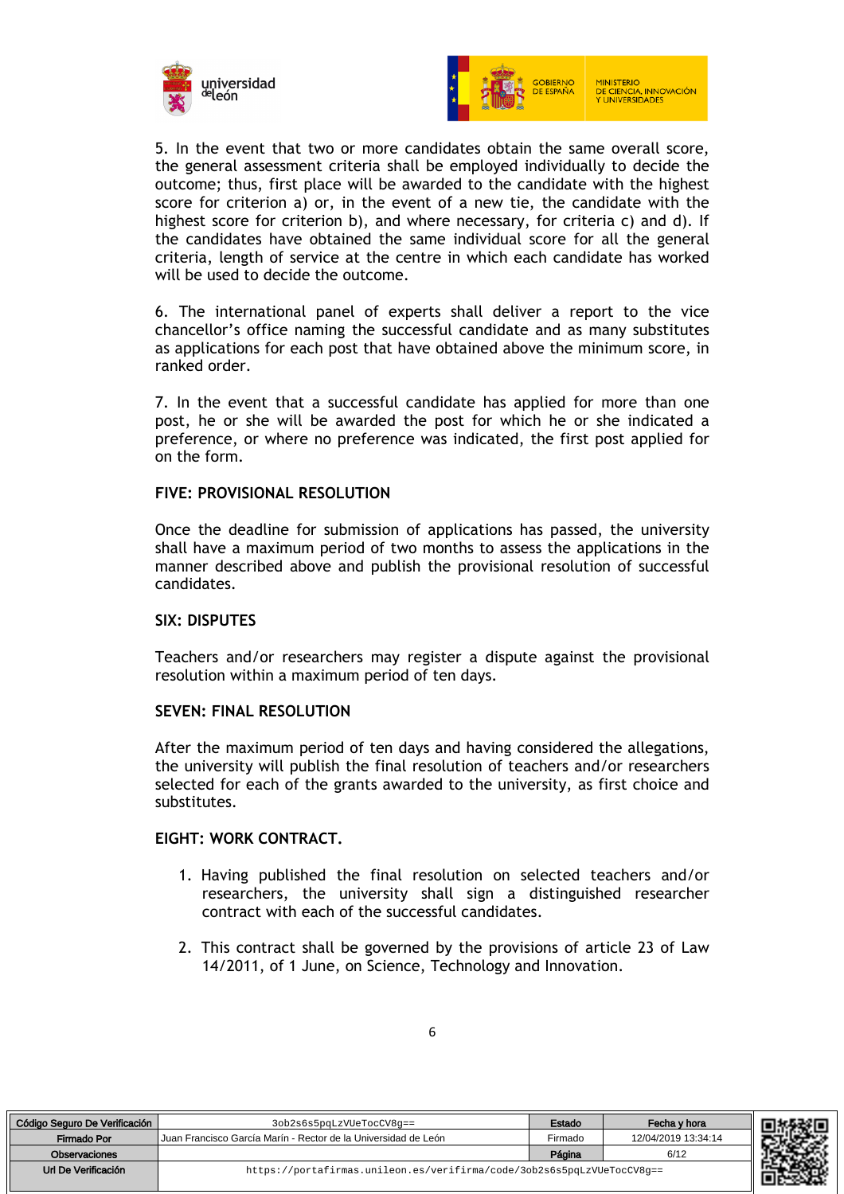5. In the event that two or more candidates obtain the same overall score, the general assessment criteria shall be employed individually to decide the outcome; thus, first place will be awarded to the candidate with the highest score for criterion a) or, in the event of a new tie, the candidate with the highest score for criterion b), and where necessary, for criteria c) and d). If the candidates have obtained the same individual score for all the general criteria, length of service at the centre in which each candidate has worked will be used to decide the outcome.

6. The international panel of experts shall deliver a report to the vice chancellor's office naming the successful candidate and as many substitutes as applications for each post that have obtained above the minimum score, in ranked order.

7. In the event that a successful candidate has applied for more than one post, he or she will be awarded the post for which he or she indicated a preference, or where no preference was indicated, the first post applied for on the form.

**FIVE: PROVISIONAL RESOLUTION**

Once the deadline for submission of applications has passed, the university shall have a maximum period of two months to assess the applications in the manner described above and publish the provisional resolution of successful candidates.

**SIX: DISPUTES**

Teachers and/or researchers may register a dispute against the provisional resolution within a maximum period of ten days.

**SEVEN: FINAL RESOLUTION**

After the maximum period of ten days and having considered the allegations, the university will publish the final resolution of teachers and/or researchers selected for each of the grants awarded to the university, as first choice and substitutes.

**EIGHT: WORK CONTRACT.**

1. Having published the final resolution on selected teachers and/or researchers, the university shall sign a distinguished researcher contract with each of the successful candidates.

2. This contract shall be governed by the provisions of article 23 of Law 14/2011, of 1 June, on Science, Technology and Innovation.

| Código Seguro De Verificación | 3ob2s6s5pqLzVUeTocCV8g== | Estado | Fecha y hora |
|---|---|---|---|
| Firmado Por | Juan Francisco García Marín - Rector de la Universidad de León | Firmado | 12/04/2019 13:34:14 |
| Observaciones | | Página | 6/12 |
| Url De Verificación | https://portafirmas.unileon.es/verifirma/code/3ob2s6s5pqLzVUeTocCV8g== | | |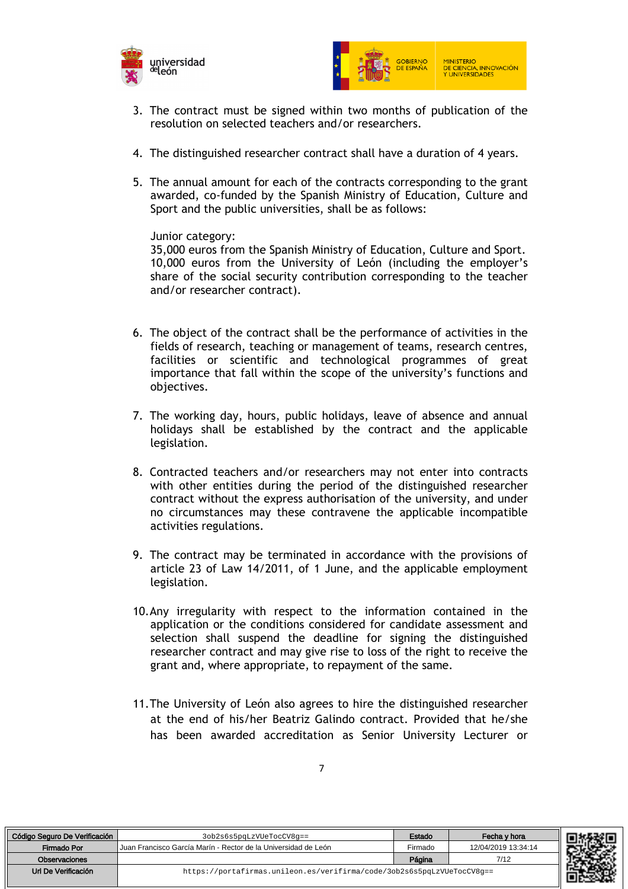3. The contract must be signed within two months of publication of the resolution on selected teachers and/or researchers.

4. The distinguished researcher contract shall have a duration of 4 years.

5. The annual amount for each of the contracts corresponding to the grant awarded, co-funded by the Spanish Ministry of Education, Culture and Sport and the public universities, shall be as follows:

   Junior category:
   35,000 euros from the Spanish Ministry of Education, Culture and Sport.
   10,000 euros from the University of León (including the employer's share of the social security contribution corresponding to the teacher and/or researcher contract).

6. The object of the contract shall be the performance of activities in the fields of research, teaching or management of teams, research centres, facilities or scientific and technological programmes of great importance that fall within the scope of the university's functions and objectives.

7. The working day, hours, public holidays, leave of absence and annual holidays shall be established by the contract and the applicable legislation.

8. Contracted teachers and/or researchers may not enter into contracts with other entities during the period of the distinguished researcher contract without the express authorisation of the university, and under no circumstances may these contravene the applicable incompatible activities regulations.

9. The contract may be terminated in accordance with the provisions of article 23 of Law 14/2011, of 1 June, and the applicable employment legislation.

10. Any irregularity with respect to the information contained in the application or the conditions considered for candidate assessment and selection shall suspend the deadline for signing the distinguished researcher contract and may give rise to loss of the right to receive the grant and, where appropriate, to repayment of the same.

11. The University of León also agrees to hire the distinguished researcher at the end of his/her Beatriz Galindo contract. Provided that he/she has been awarded accreditation as Senior University Lecturer or

| Código Seguro De Verificación | 3ob2s6s5pqLzVUeTocCV8g== | Estado | Fecha y hora |
|---|---|---|---|
| Firmado Por | Juan Francisco García Marín - Rector de la Universidad de León | Firmado | 12/04/2019 13:34:14 |
| Observaciones | | Página | 7/12 |
| Url De Verificación | https://portafirmas.unileon.es/verifirma/code/3ob2s6s5pqLzVUeTocCV8g== | | |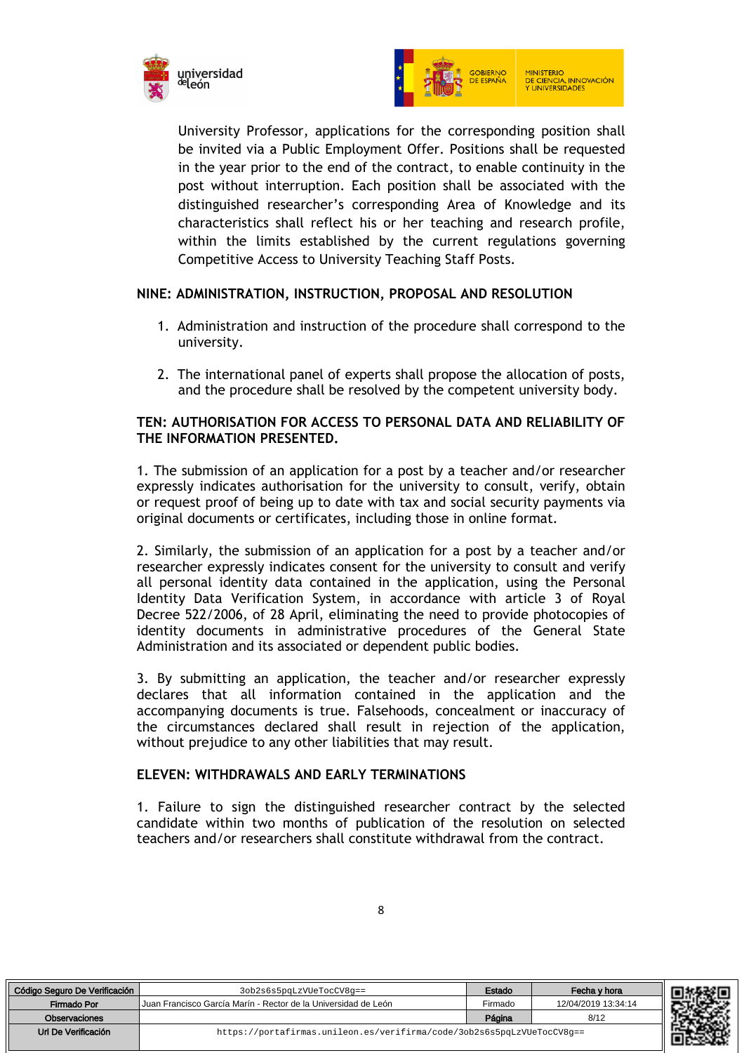University Professor, applications for the corresponding position shall be invited via a Public Employment Offer. Positions shall be requested in the year prior to the end of the contract, to enable continuity in the post without interruption. Each position shall be associated with the distinguished researcher's corresponding Area of Knowledge and its characteristics shall reflect his or her teaching and research profile, within the limits established by the current regulations governing Competitive Access to University Teaching Staff Posts.

## NINE: ADMINISTRATION, INSTRUCTION, PROPOSAL AND RESOLUTION

1. Administration and instruction of the procedure shall correspond to the university.

2. The international panel of experts shall propose the allocation of posts, and the procedure shall be resolved by the competent university body.

## TEN: AUTHORISATION FOR ACCESS TO PERSONAL DATA AND RELIABILITY OF THE INFORMATION PRESENTED.

1. The submission of an application for a post by a teacher and/or researcher expressly indicates authorisation for the university to consult, verify, obtain or request proof of being up to date with tax and social security payments via original documents or certificates, including those in online format.

2. Similarly, the submission of an application for a post by a teacher and/or researcher expressly indicates consent for the university to consult and verify all personal identity data contained in the application, using the Personal Identity Data Verification System, in accordance with article 3 of Royal Decree 522/2006, of 28 April, eliminating the need to provide photocopies of identity documents in administrative procedures of the General State Administration and its associated or dependent public bodies.

3. By submitting an application, the teacher and/or researcher expressly declares that all information contained in the application and the accompanying documents is true. Falsehoods, concealment or inaccuracy of the circumstances declared shall result in rejection of the application, without prejudice to any other liabilities that may result.

## ELEVEN: WITHDRAWALS AND EARLY TERMINATIONS

1. Failure to sign the distinguished researcher contract by the selected candidate within two months of publication of the resolution on selected teachers and/or researchers shall constitute withdrawal from the contract.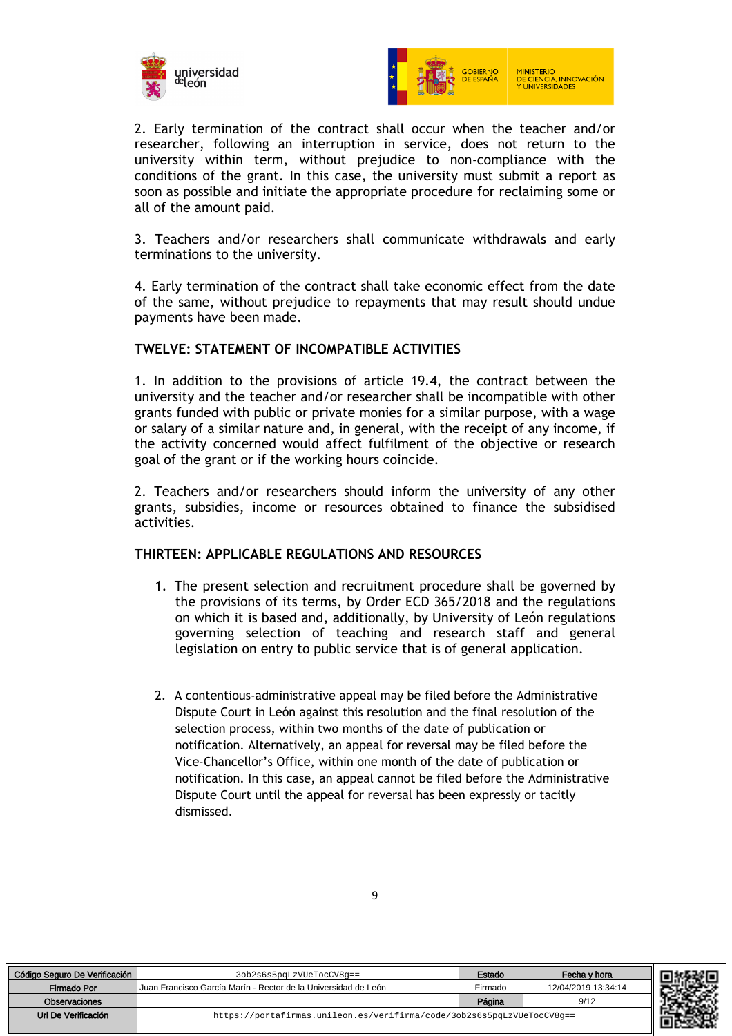2. Early termination of the contract shall occur when the teacher and/or researcher, following an interruption in service, does not return to the university within term, without prejudice to non-compliance with the conditions of the grant. In this case, the university must submit a report as soon as possible and initiate the appropriate procedure for reclaiming some or all of the amount paid.

3. Teachers and/or researchers shall communicate withdrawals and early terminations to the university.

4. Early termination of the contract shall take economic effect from the date of the same, without prejudice to repayments that may result should undue payments have been made.

## TWELVE: STATEMENT OF INCOMPATIBLE ACTIVITIES

1. In addition to the provisions of article 19.4, the contract between the university and the teacher and/or researcher shall be incompatible with other grants funded with public or private monies for a similar purpose, with a wage or salary of a similar nature and, in general, with the receipt of any income, if the activity concerned would affect fulfilment of the objective or research goal of the grant or if the working hours coincide.

2. Teachers and/or researchers should inform the university of any other grants, subsidies, income or resources obtained to finance the subsidised activities.

## THIRTEEN: APPLICABLE REGULATIONS AND RESOURCES

1. The present selection and recruitment procedure shall be governed by the provisions of its terms, by Order ECD 365/2018 and the regulations on which it is based and, additionally, by University of León regulations governing selection of teaching and research staff and general legislation on entry to public service that is of general application.

2. A contentious-administrative appeal may be filed before the Administrative Dispute Court in León against this resolution and the final resolution of the selection process, within two months of the date of publication or notification. Alternatively, an appeal for reversal may be filed before the Vice-Chancellor's Office, within one month of the date of publication or notification. In this case, an appeal cannot be filed before the Administrative Dispute Court until the appeal for reversal has been expressly or tacitly dismissed.

| Código Seguro De Verificación | 3ob2s6s5pqLzVUeTocCV8g== | Estado | Fecha y hora |
|---|---|---|---|
| Firmado Por | Juan Francisco García Marín - Rector de la Universidad de León | Firmado | 12/04/2019 13:34:14 |
| Observaciones | | Página | 9/12 |
| Url De Verificación | https://portafirmas.unileon.es/verifirma/code/3ob2s6s5pqLzVUeTocCV8g== | | |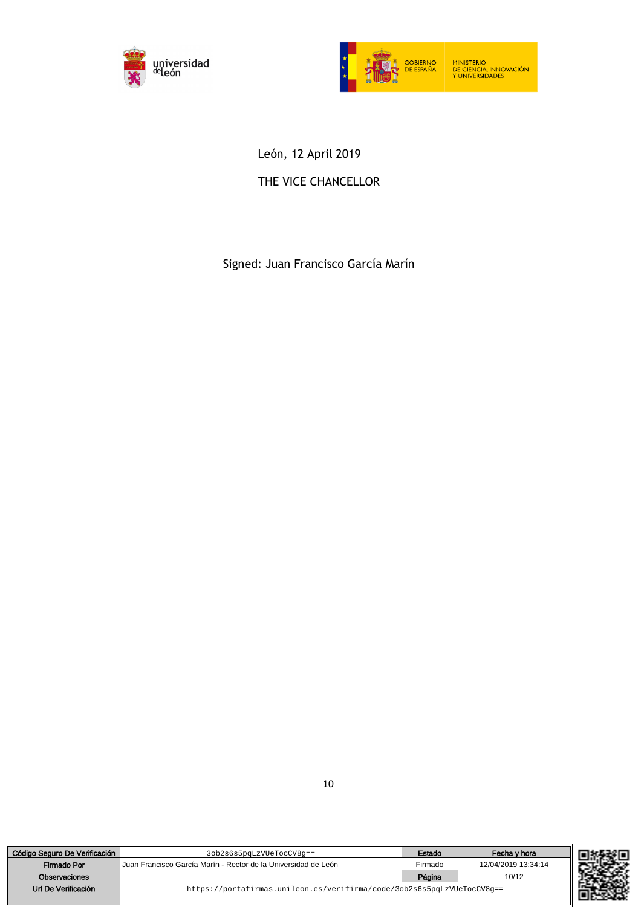León, 12 April 2019

THE VICE CHANCELLOR

Signed: Juan Francisco García Marín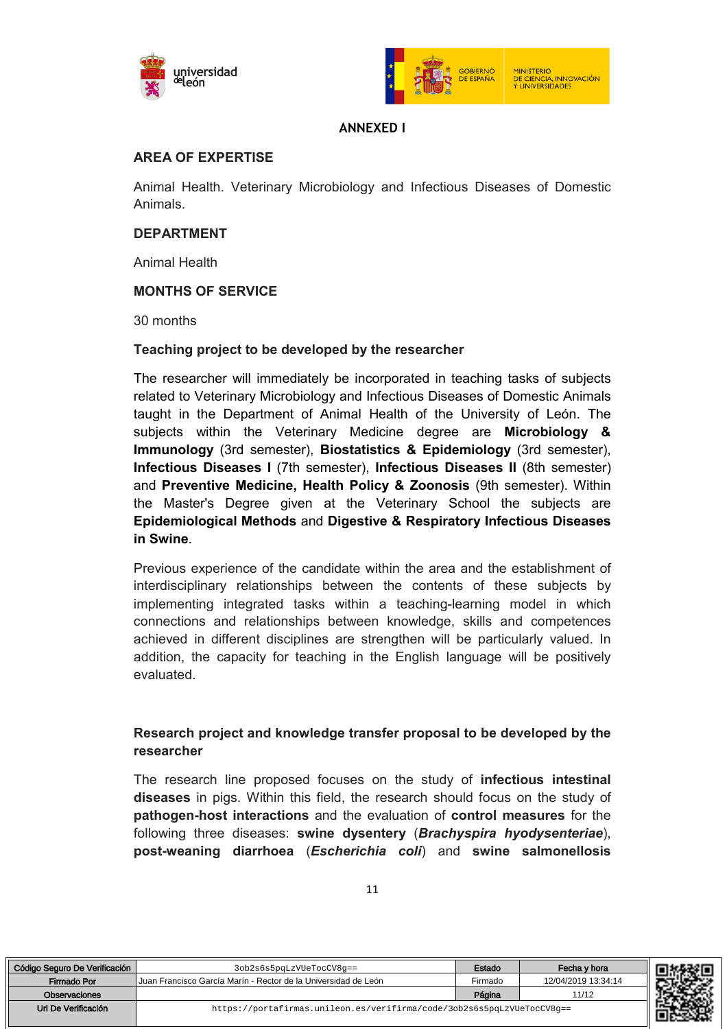## ANNEXED I

### AREA OF EXPERTISE

Animal Health. Veterinary Microbiology and Infectious Diseases of Domestic Animals.

### DEPARTMENT

Animal Health

### MONTHS OF SERVICE

30 months

### Teaching project to be developed by the researcher

The researcher will immediately be incorporated in teaching tasks of subjects related to Veterinary Microbiology and Infectious Diseases of Domestic Animals taught in the Department of Animal Health of the University of León. The subjects within the Veterinary Medicine degree are **Microbiology & Immunology** (3rd semester), **Biostatistics & Epidemiology** (3rd semester), **Infectious Diseases I** (7th semester), **Infectious Diseases II** (8th semester) and **Preventive Medicine, Health Policy & Zoonosis** (9th semester). Within the Master's Degree given at the Veterinary School the subjects are **Epidemiological Methods** and **Digestive & Respiratory Infectious Diseases in Swine**.

Previous experience of the candidate within the area and the establishment of interdisciplinary relationships between the contents of these subjects by implementing integrated tasks within a teaching-learning model in which connections and relationships between knowledge, skills and competences achieved in different disciplines are strengthen will be particularly valued. In addition, the capacity for teaching in the English language will be positively evaluated.

### Research project and knowledge transfer proposal to be developed by the researcher

The research line proposed focuses on the study of **infectious intestinal diseases** in pigs. Within this field, the research should focus on the study of **pathogen-host interactions** and the evaluation of **control measures** for the following three diseases: **swine dysentery** (***Brachyspira hyodysenteriae***), **post-weaning diarrhoea** (***Escherichia coli***) and **swine salmonellosis**

| Código Seguro De Verificación | 3ob2s6s5pqLzVUeTocCV8g== | Estado | Fecha y hora |
|---|---|---|---|
| Firmado Por | Juan Francisco García Marín - Rector de la Universidad de León | Firmado | 12/04/2019 13:34:14 |
| Observaciones | | Página | 11/12 |
| Url De Verificación | https://portafirmas.unileon.es/verifirma/code/3ob2s6s5pqLzVUeTocCV8g== | | |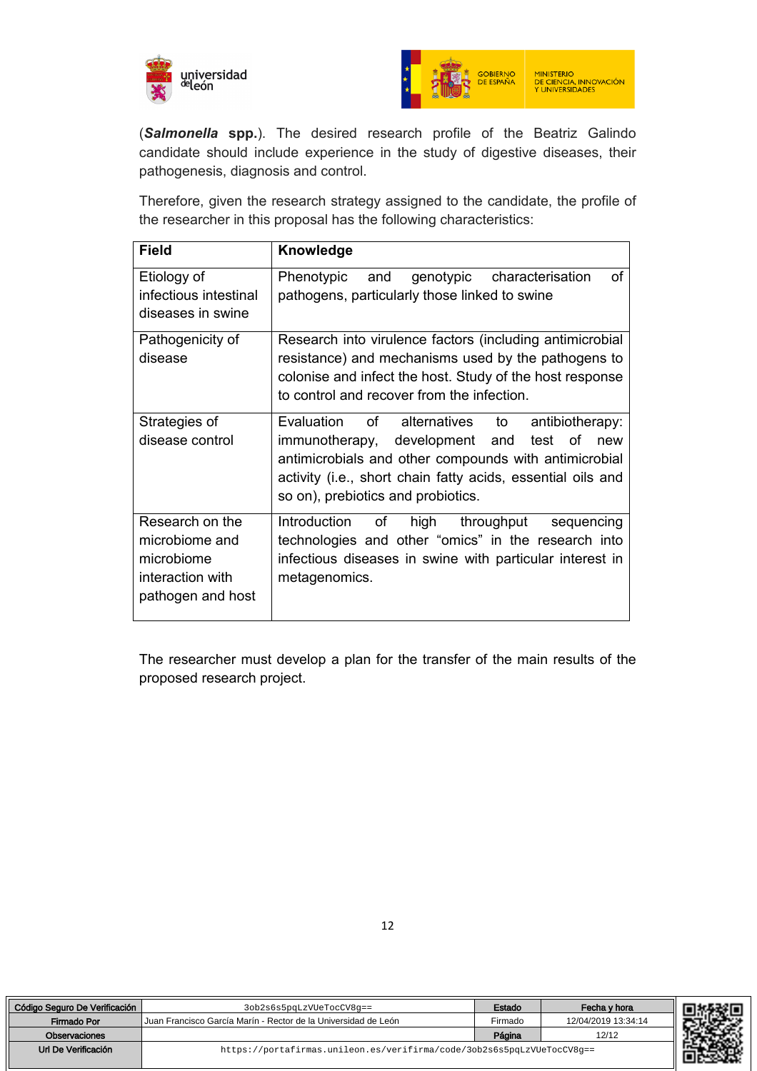(***Salmonella*** **spp.**). The desired research profile of the Beatriz Galindo candidate should include experience in the study of digestive diseases, their pathogenesis, diagnosis and control.

Therefore, given the research strategy assigned to the candidate, the profile of the researcher in this proposal has the following characteristics:

| **Field** | **Knowledge** |
| --- | --- |
| Etiology of infectious intestinal diseases in swine | Phenotypic and genotypic characterisation of pathogens, particularly those linked to swine |
| Pathogenicity of disease | Research into virulence factors (including antimicrobial resistance) and mechanisms used by the pathogens to colonise and infect the host. Study of the host response to control and recover from the infection. |
| Strategies of disease control | Evaluation of alternatives to antibiotherapy: immunotherapy, development and test of new antimicrobials and other compounds with antimicrobial activity (i.e., short chain fatty acids, essential oils and so on), prebiotics and probiotics. |
| Research on the microbiome and microbiome interaction with pathogen and host | Introduction of high throughput sequencing technologies and other "omics" in the research into infectious diseases in swine with particular interest in metagenomics. |

The researcher must develop a plan for the transfer of the main results of the proposed research project.

| Código Seguro De Verificación | 3ob2s6s5pqLzVUeTocCV8g== | Estado | Fecha y hora |
| --- | --- | --- | --- |
| Firmado Por | Juan Francisco García Marín - Rector de la Universidad de León | Firmado | 12/04/2019 13:34:14 |
| Observaciones | | Página | 12/12 |
| Url De Verificación | https://portafirmas.unileon.es/verifirma/code/3ob2s6s5pqLzVUeTocCV8g== | | |